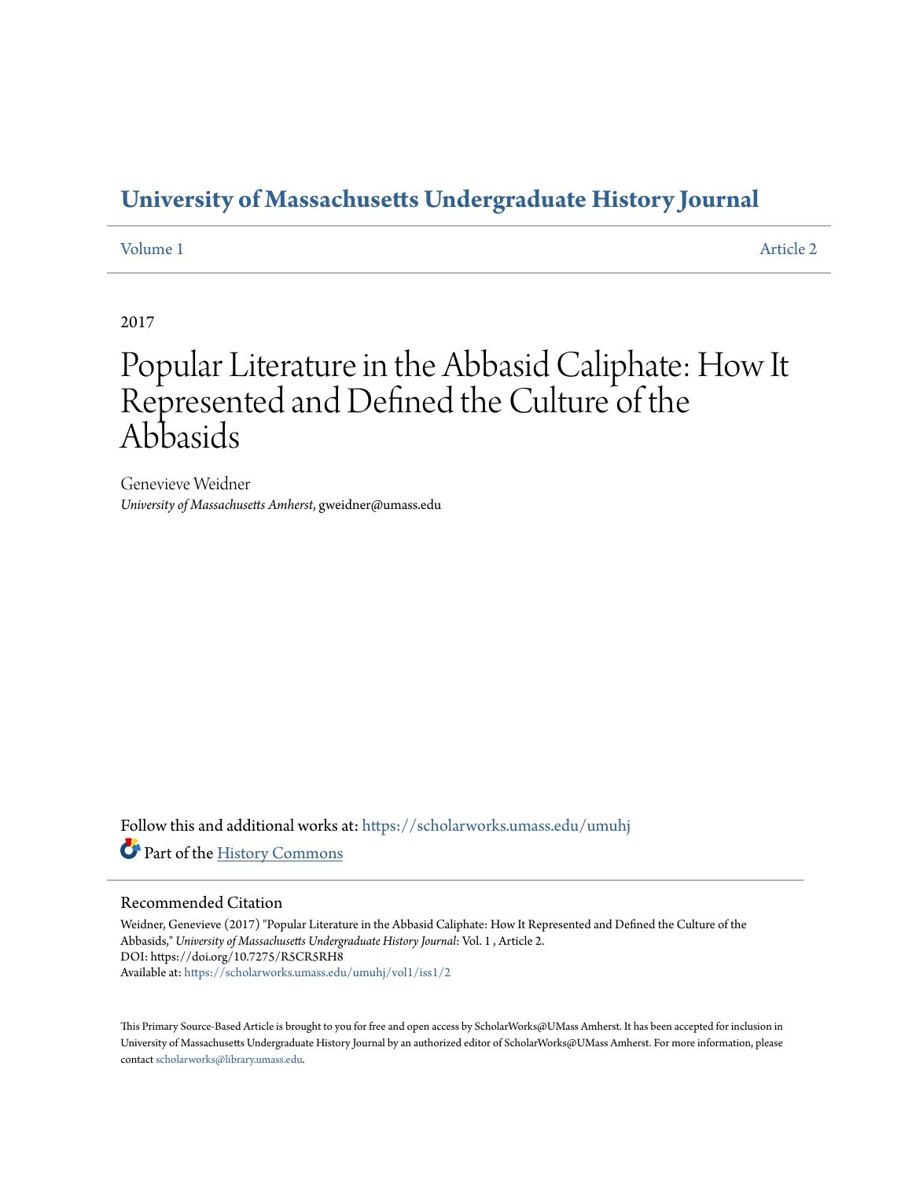# University of Massachusetts Undergraduate History Journal

Volume 1 Article 2

2017

# Popular Literature in the Abbasid Caliphate: How It Represented and Defined the Culture of the Abbasids

Genevieve Weidner
*University of Massachusetts Amherst*, gweidner@umass.edu

Follow this and additional works at: https://scholarworks.umass.edu/umuhj

Part of the History Commons

## Recommended Citation

Weidner, Genevieve (2017) "Popular Literature in the Abbasid Caliphate: How It Represented and Defined the Culture of the Abbasids," *University of Massachusetts Undergraduate History Journal*: Vol. 1 , Article 2.
DOI: https://doi.org/10.7275/R5CR5RH8
Available at: https://scholarworks.umass.edu/umuhj/vol1/iss1/2

This Primary Source-Based Article is brought to you for free and open access by ScholarWorks@UMass Amherst. It has been accepted for inclusion in University of Massachusetts Undergraduate History Journal by an authorized editor of ScholarWorks@UMass Amherst. For more information, please contact scholarworks@library.umass.edu.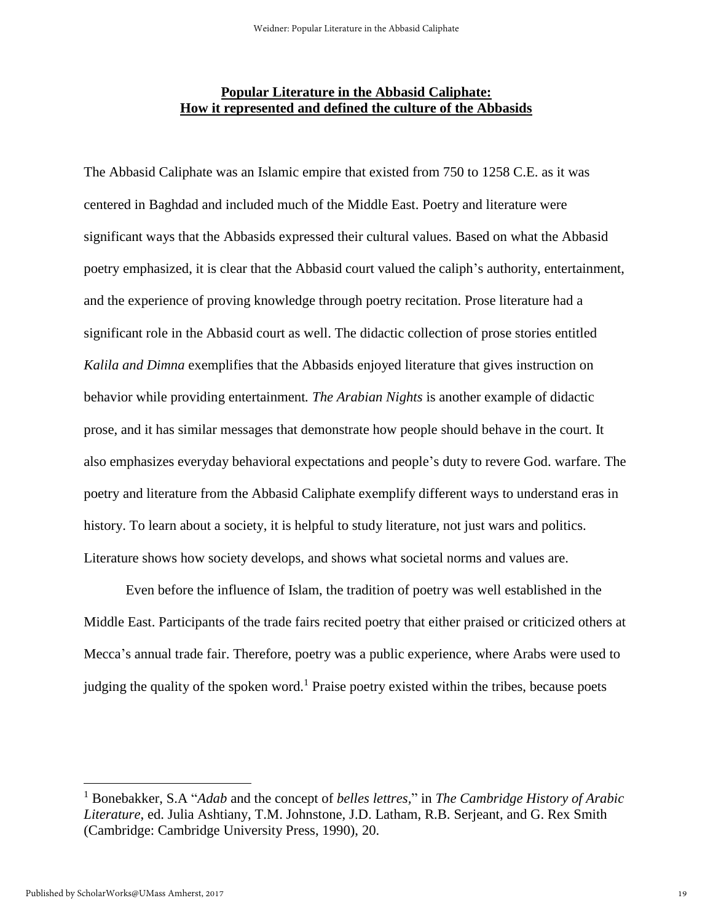# **Popular Literature in the Abbasid Caliphate: How it represented and defined the culture of the Abbasids**

The Abbasid Caliphate was an Islamic empire that existed from 750 to 1258 C.E. as it was centered in Baghdad and included much of the Middle East. Poetry and literature were significant ways that the Abbasids expressed their cultural values. Based on what the Abbasid poetry emphasized, it is clear that the Abbasid court valued the caliph's authority, entertainment, and the experience of proving knowledge through poetry recitation. Prose literature had a significant role in the Abbasid court as well. The didactic collection of prose stories entitled *Kalila and Dimna* exemplifies that the Abbasids enjoyed literature that gives instruction on behavior while providing entertainment. *The Arabian Nights* is another example of didactic prose, and it has similar messages that demonstrate how people should behave in the court. It also emphasizes everyday behavioral expectations and people's duty to revere God. warfare. The poetry and literature from the Abbasid Caliphate exemplify different ways to understand eras in history. To learn about a society, it is helpful to study literature, not just wars and politics. Literature shows how society develops, and shows what societal norms and values are.

Even before the influence of Islam, the tradition of poetry was well established in the Middle East. Participants of the trade fairs recited poetry that either praised or criticized others at Mecca's annual trade fair. Therefore, poetry was a public experience, where Arabs were used to judging the quality of the spoken word.[1] Praise poetry existed within the tribes, because poets

---

[1] Bonebakker, S.A "*Adab* and the concept of *belles lettres*," in *The Cambridge History of Arabic Literature*, ed. Julia Ashtiany, T.M. Johnstone, J.D. Latham, R.B. Serjeant, and G. Rex Smith (Cambridge: Cambridge University Press, 1990), 20.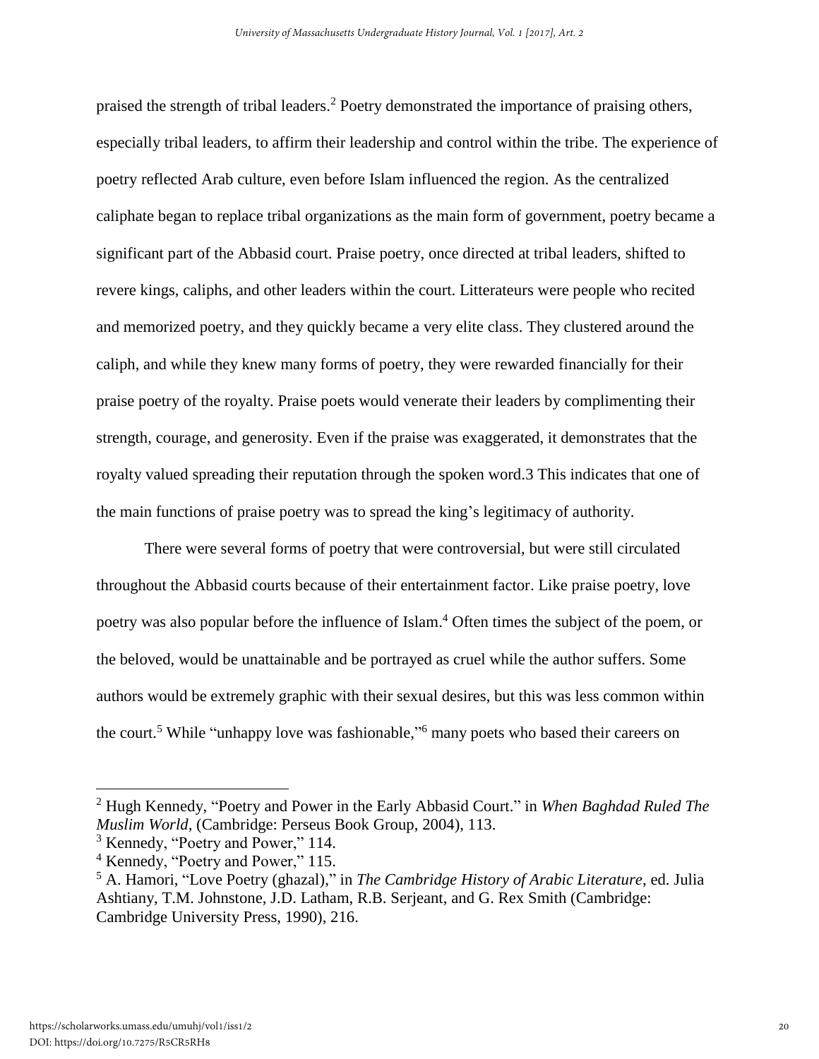praised the strength of tribal leaders.[2] Poetry demonstrated the importance of praising others, especially tribal leaders, to affirm their leadership and control within the tribe. The experience of poetry reflected Arab culture, even before Islam influenced the region. As the centralized caliphate began to replace tribal organizations as the main form of government, poetry became a significant part of the Abbasid court. Praise poetry, once directed at tribal leaders, shifted to revere kings, caliphs, and other leaders within the court. Litterateurs were people who recited and memorized poetry, and they quickly became a very elite class. They clustered around the caliph, and while they knew many forms of poetry, they were rewarded financially for their praise poetry of the royalty. Praise poets would venerate their leaders by complimenting their strength, courage, and generosity. Even if the praise was exaggerated, it demonstrates that the royalty valued spreading their reputation through the spoken word.3 This indicates that one of the main functions of praise poetry was to spread the king's legitimacy of authority.

There were several forms of poetry that were controversial, but were still circulated throughout the Abbasid courts because of their entertainment factor. Like praise poetry, love poetry was also popular before the influence of Islam.[4] Often times the subject of the poem, or the beloved, would be unattainable and be portrayed as cruel while the author suffers. Some authors would be extremely graphic with their sexual desires, but this was less common within the court.[5] While "unhappy love was fashionable,"[6] many poets who based their careers on

---

[2] Hugh Kennedy, "Poetry and Power in the Early Abbasid Court." in *When Baghdad Ruled The Muslim World*, (Cambridge: Perseus Book Group, 2004), 113.

[3] Kennedy, "Poetry and Power," 114.

[4] Kennedy, "Poetry and Power," 115.

[5] A. Hamori, "Love Poetry (ghazal)," in *The Cambridge History of Arabic Literature*, ed. Julia Ashtiany, T.M. Johnstone, J.D. Latham, R.B. Serjeant, and G. Rex Smith (Cambridge: Cambridge University Press, 1990), 216.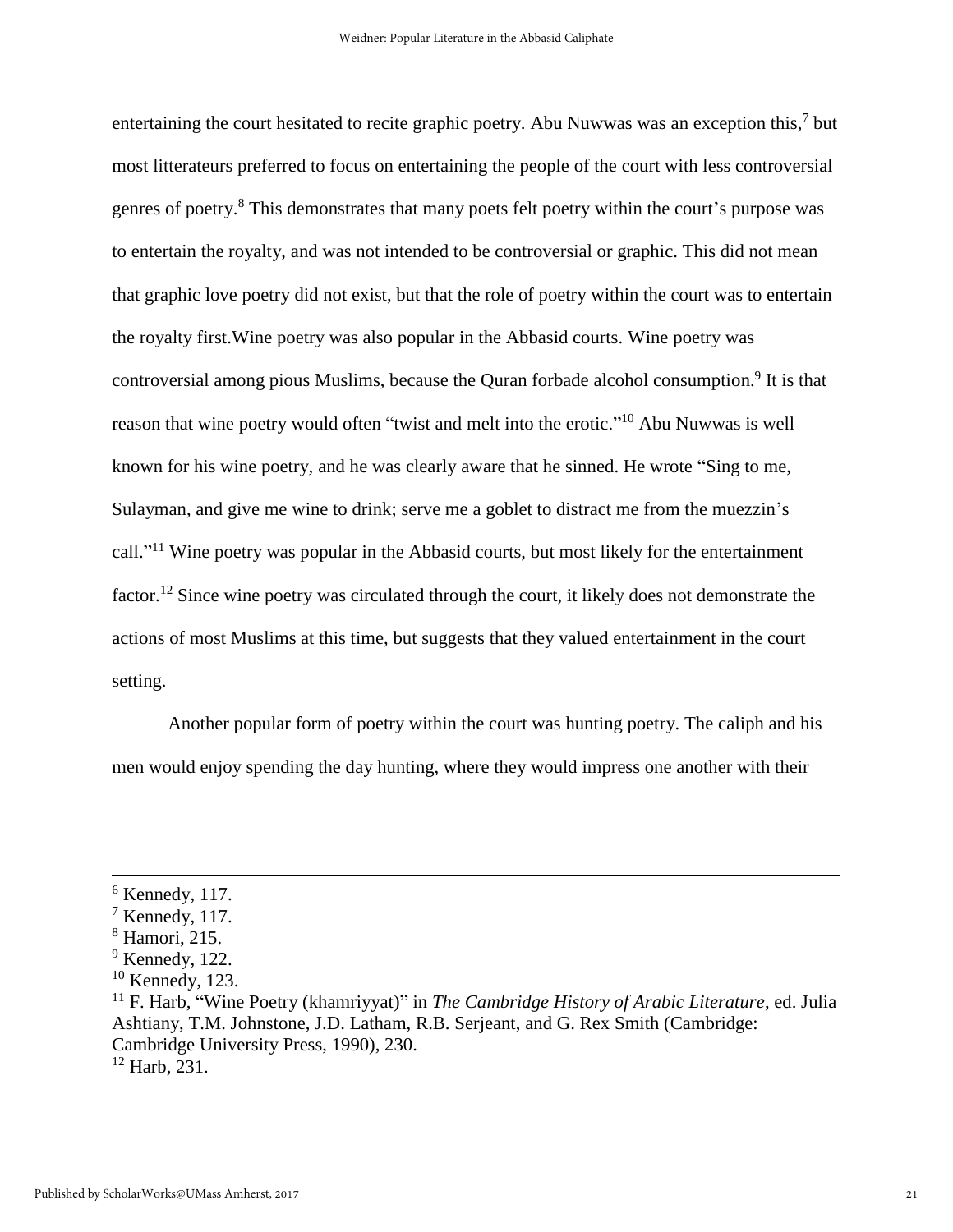entertaining the court hesitated to recite graphic poetry. Abu Nuwwas was an exception this,[7] but most litterateurs preferred to focus on entertaining the people of the court with less controversial genres of poetry.[8] This demonstrates that many poets felt poetry within the court's purpose was to entertain the royalty, and was not intended to be controversial or graphic. This did not mean that graphic love poetry did not exist, but that the role of poetry within the court was to entertain the royalty first.Wine poetry was also popular in the Abbasid courts. Wine poetry was controversial among pious Muslims, because the Quran forbade alcohol consumption.[9] It is that reason that wine poetry would often "twist and melt into the erotic."[10] Abu Nuwwas is well known for his wine poetry, and he was clearly aware that he sinned. He wrote "Sing to me, Sulayman, and give me wine to drink; serve me a goblet to distract me from the muezzin's call."[11] Wine poetry was popular in the Abbasid courts, but most likely for the entertainment factor.[12] Since wine poetry was circulated through the court, it likely does not demonstrate the actions of most Muslims at this time, but suggests that they valued entertainment in the court setting.

Another popular form of poetry within the court was hunting poetry. The caliph and his men would enjoy spending the day hunting, where they would impress one another with their

---

[6] Kennedy, 117.
[7] Kennedy, 117.
[8] Hamori, 215.
[9] Kennedy, 122.
[10] Kennedy, 123.
[11] F. Harb, "Wine Poetry (khamriyyat)" in *The Cambridge History of Arabic Literature*, ed. Julia Ashtiany, T.M. Johnstone, J.D. Latham, R.B. Serjeant, and G. Rex Smith (Cambridge: Cambridge University Press, 1990), 230.
[12] Harb, 231.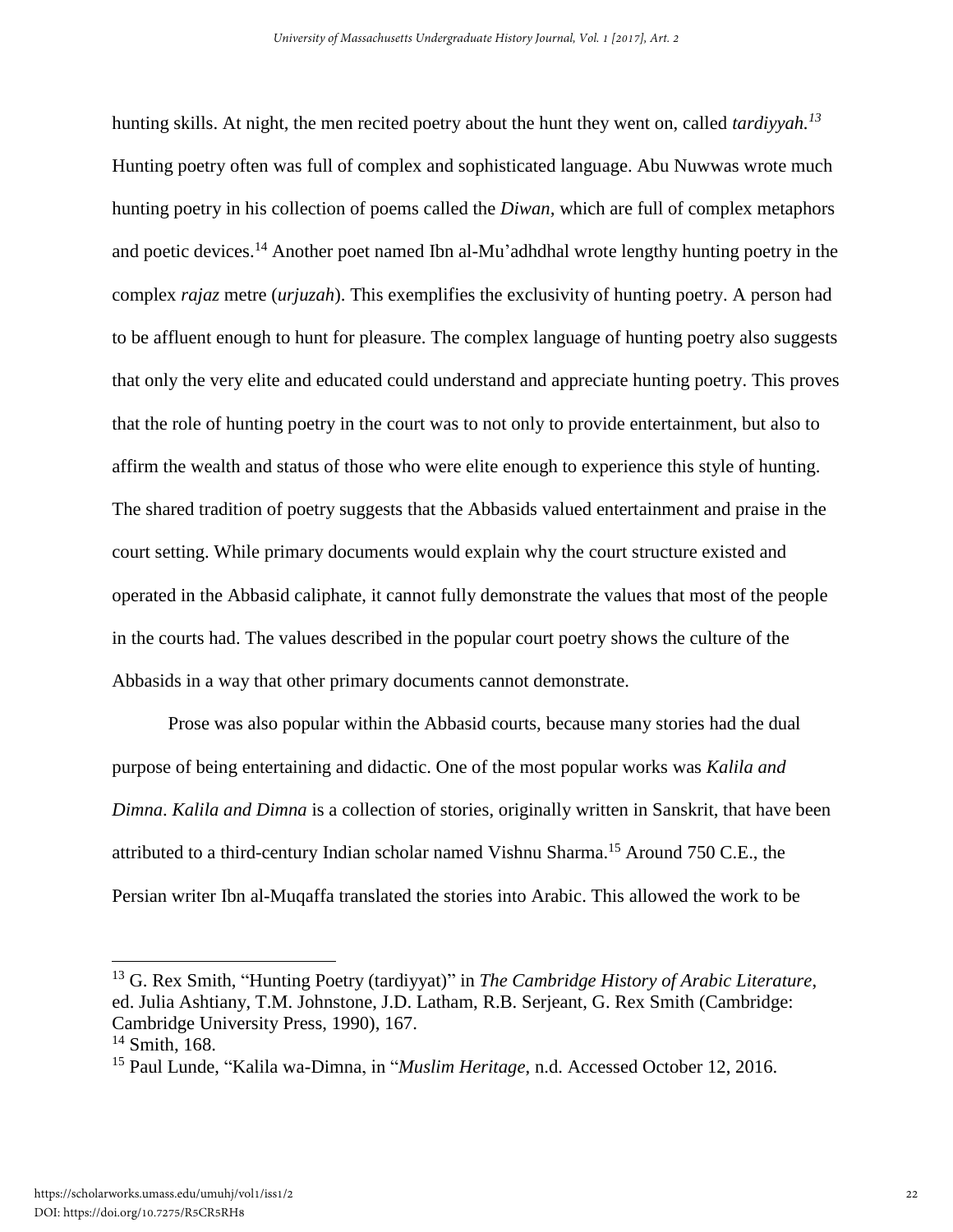hunting skills. At night, the men recited poetry about the hunt they went on, called *tardiyyah.*[13] Hunting poetry often was full of complex and sophisticated language. Abu Nuwwas wrote much hunting poetry in his collection of poems called the *Diwan,* which are full of complex metaphors and poetic devices.[14] Another poet named Ibn al-Mu'adhdhal wrote lengthy hunting poetry in the complex *rajaz* metre (*urjuzah*). This exemplifies the exclusivity of hunting poetry. A person had to be affluent enough to hunt for pleasure. The complex language of hunting poetry also suggests that only the very elite and educated could understand and appreciate hunting poetry. This proves that the role of hunting poetry in the court was to not only to provide entertainment, but also to affirm the wealth and status of those who were elite enough to experience this style of hunting. The shared tradition of poetry suggests that the Abbasids valued entertainment and praise in the court setting. While primary documents would explain why the court structure existed and operated in the Abbasid caliphate, it cannot fully demonstrate the values that most of the people in the courts had. The values described in the popular court poetry shows the culture of the Abbasids in a way that other primary documents cannot demonstrate.

Prose was also popular within the Abbasid courts, because many stories had the dual purpose of being entertaining and didactic. One of the most popular works was *Kalila and Dimna*. *Kalila and Dimna* is a collection of stories, originally written in Sanskrit, that have been attributed to a third-century Indian scholar named Vishnu Sharma.[15] Around 750 C.E., the Persian writer Ibn al-Muqaffa translated the stories into Arabic. This allowed the work to be

---

[13] G. Rex Smith, "Hunting Poetry (tardiyyat)" in *The Cambridge History of Arabic Literature*, ed. Julia Ashtiany, T.M. Johnstone, J.D. Latham, R.B. Serjeant, G. Rex Smith (Cambridge: Cambridge University Press, 1990), 167.

[14] Smith, 168.

[15] Paul Lunde, "Kalila wa-Dimna, in "*Muslim Heritage*, n.d. Accessed October 12, 2016.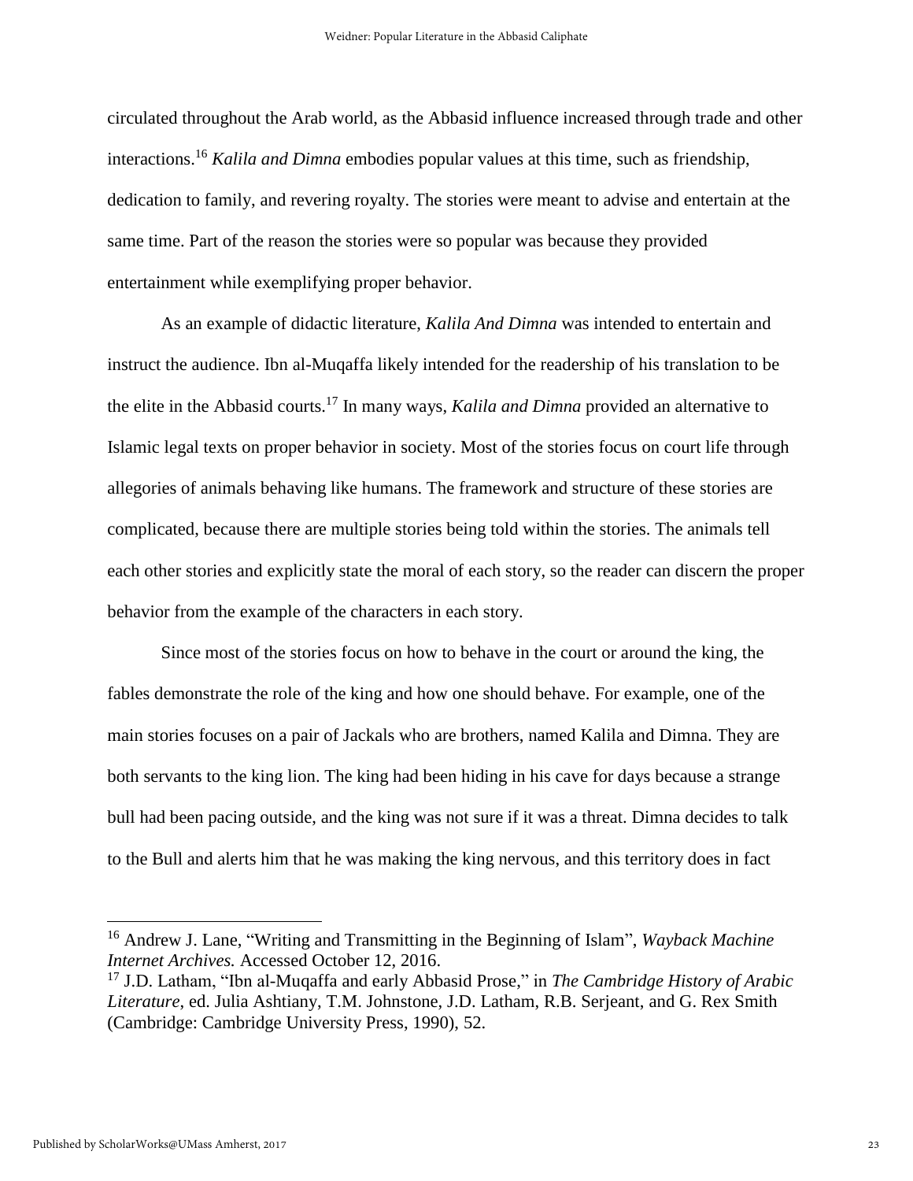circulated throughout the Arab world, as the Abbasid influence increased through trade and other interactions.[16] *Kalila and Dimna* embodies popular values at this time, such as friendship, dedication to family, and revering royalty. The stories were meant to advise and entertain at the same time. Part of the reason the stories were so popular was because they provided entertainment while exemplifying proper behavior.

As an example of didactic literature, *Kalila And Dimna* was intended to entertain and instruct the audience. Ibn al-Muqaffa likely intended for the readership of his translation to be the elite in the Abbasid courts.[17] In many ways, *Kalila and Dimna* provided an alternative to Islamic legal texts on proper behavior in society. Most of the stories focus on court life through allegories of animals behaving like humans. The framework and structure of these stories are complicated, because there are multiple stories being told within the stories. The animals tell each other stories and explicitly state the moral of each story, so the reader can discern the proper behavior from the example of the characters in each story.

Since most of the stories focus on how to behave in the court or around the king, the fables demonstrate the role of the king and how one should behave. For example, one of the main stories focuses on a pair of Jackals who are brothers, named Kalila and Dimna. They are both servants to the king lion. The king had been hiding in his cave for days because a strange bull had been pacing outside, and the king was not sure if it was a threat. Dimna decides to talk to the Bull and alerts him that he was making the king nervous, and this territory does in fact

---

[16] Andrew J. Lane, "Writing and Transmitting in the Beginning of Islam", *Wayback Machine Internet Archives.* Accessed October 12, 2016.

[17] J.D. Latham, "Ibn al-Muqaffa and early Abbasid Prose," in *The Cambridge History of Arabic Literature*, ed. Julia Ashtiany, T.M. Johnstone, J.D. Latham, R.B. Serjeant, and G. Rex Smith (Cambridge: Cambridge University Press, 1990), 52.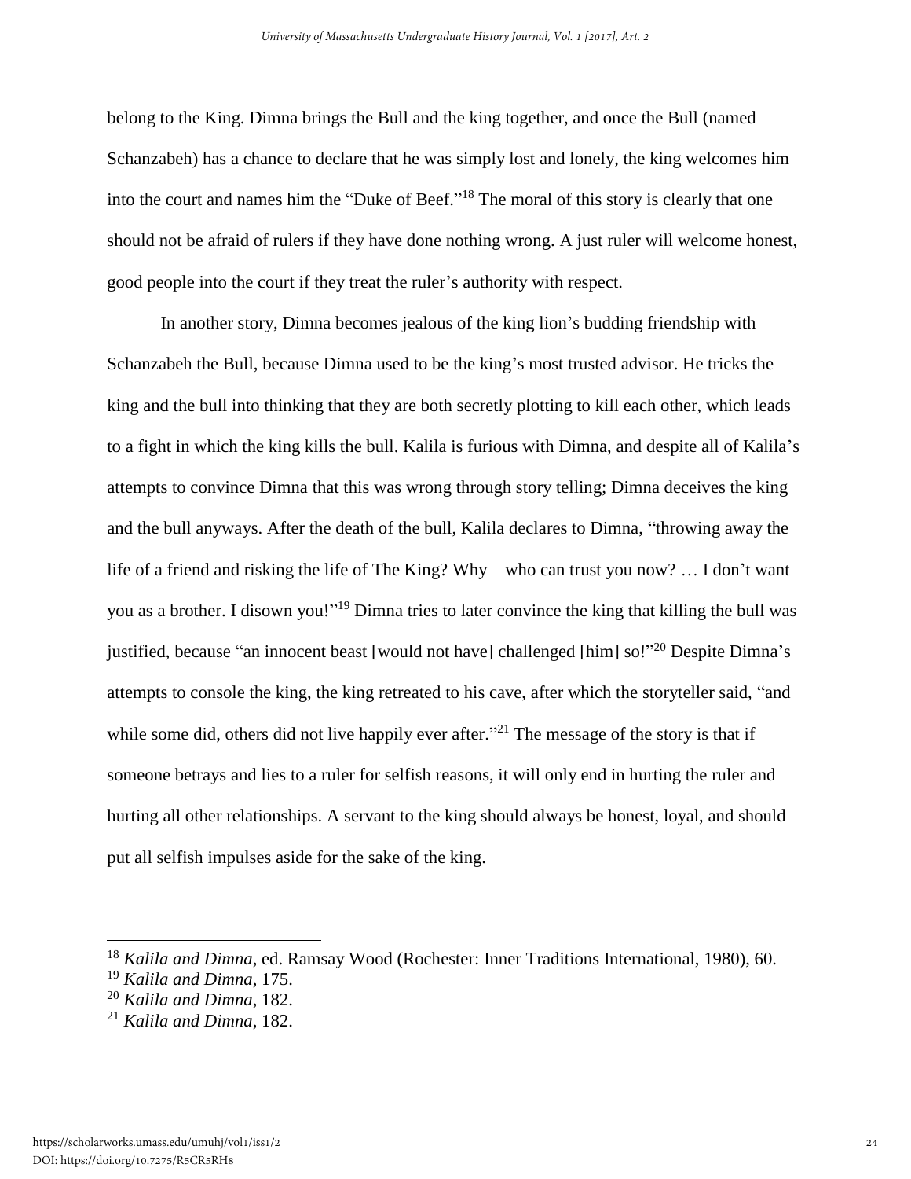belong to the King. Dimna brings the Bull and the king together, and once the Bull (named Schanzabeh) has a chance to declare that he was simply lost and lonely, the king welcomes him into the court and names him the "Duke of Beef."[18] The moral of this story is clearly that one should not be afraid of rulers if they have done nothing wrong. A just ruler will welcome honest, good people into the court if they treat the ruler's authority with respect.

In another story, Dimna becomes jealous of the king lion's budding friendship with Schanzabeh the Bull, because Dimna used to be the king's most trusted advisor. He tricks the king and the bull into thinking that they are both secretly plotting to kill each other, which leads to a fight in which the king kills the bull. Kalila is furious with Dimna, and despite all of Kalila's attempts to convince Dimna that this was wrong through story telling; Dimna deceives the king and the bull anyways. After the death of the bull, Kalila declares to Dimna, "throwing away the life of a friend and risking the life of The King? Why – who can trust you now? … I don't want you as a brother. I disown you!"[19] Dimna tries to later convince the king that killing the bull was justified, because "an innocent beast [would not have] challenged [him] so!"[20] Despite Dimna's attempts to console the king, the king retreated to his cave, after which the storyteller said, "and while some did, others did not live happily ever after."[21] The message of the story is that if someone betrays and lies to a ruler for selfish reasons, it will only end in hurting the ruler and hurting all other relationships. A servant to the king should always be honest, loyal, and should put all selfish impulses aside for the sake of the king.

---

[18] *Kalila and Dimna*, ed. Ramsay Wood (Rochester: Inner Traditions International, 1980), 60.

[19] *Kalila and Dimna*, 175.

[20] *Kalila and Dimna*, 182.

[21] *Kalila and Dimna*, 182.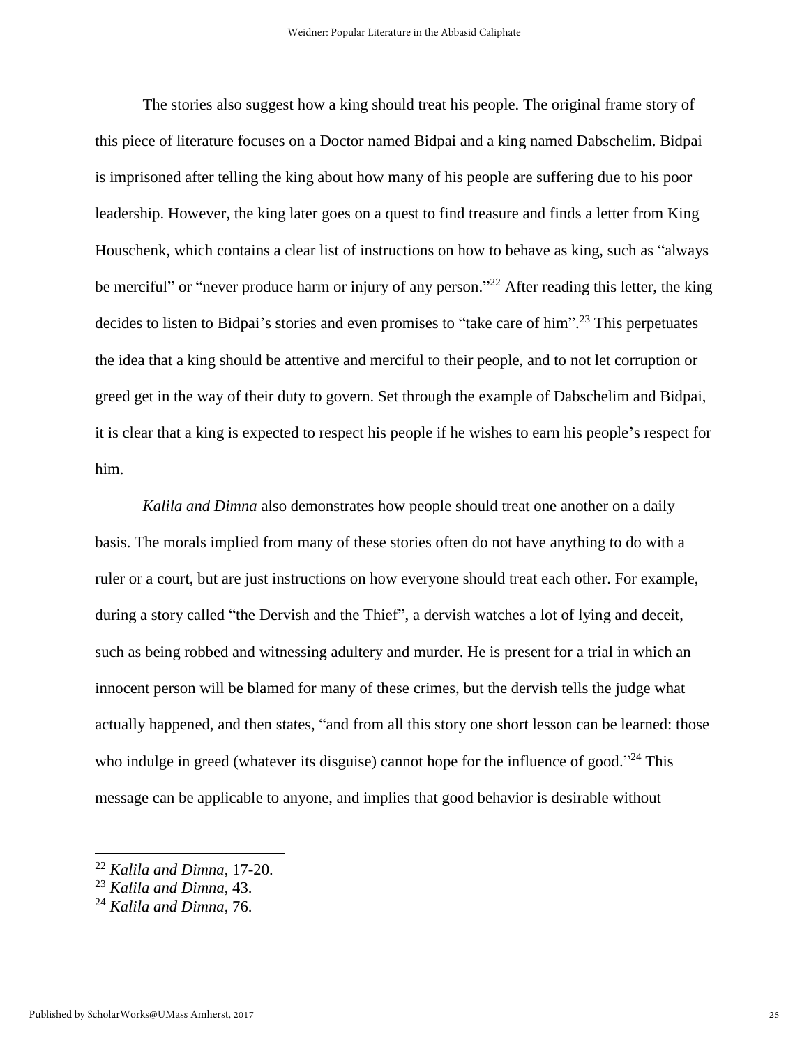The stories also suggest how a king should treat his people. The original frame story of this piece of literature focuses on a Doctor named Bidpai and a king named Dabschelim. Bidpai is imprisoned after telling the king about how many of his people are suffering due to his poor leadership. However, the king later goes on a quest to find treasure and finds a letter from King Houschenk, which contains a clear list of instructions on how to behave as king, such as "always be merciful" or "never produce harm or injury of any person."[22] After reading this letter, the king decides to listen to Bidpai's stories and even promises to "take care of him".[23] This perpetuates the idea that a king should be attentive and merciful to their people, and to not let corruption or greed get in the way of their duty to govern. Set through the example of Dabschelim and Bidpai, it is clear that a king is expected to respect his people if he wishes to earn his people's respect for him.

*Kalila and Dimna* also demonstrates how people should treat one another on a daily basis. The morals implied from many of these stories often do not have anything to do with a ruler or a court, but are just instructions on how everyone should treat each other. For example, during a story called "the Dervish and the Thief", a dervish watches a lot of lying and deceit, such as being robbed and witnessing adultery and murder. He is present for a trial in which an innocent person will be blamed for many of these crimes, but the dervish tells the judge what actually happened, and then states, "and from all this story one short lesson can be learned: those who indulge in greed (whatever its disguise) cannot hope for the influence of good."[24] This message can be applicable to anyone, and implies that good behavior is desirable without

---

[22] *Kalila and Dimna*, 17-20.

[23] *Kalila and Dimna*, 43.

[24] *Kalila and Dimna*, 76.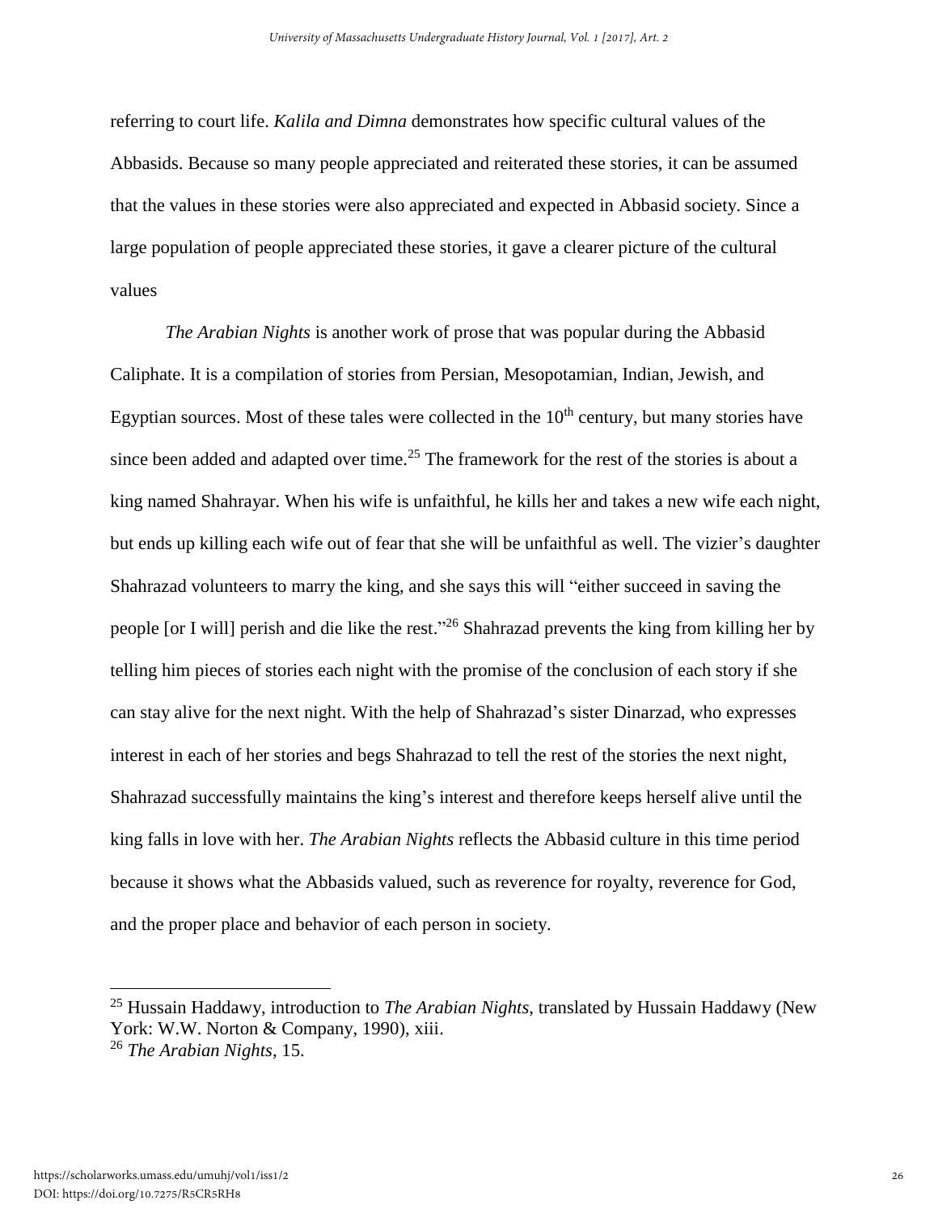referring to court life. *Kalila and Dimna* demonstrates how specific cultural values of the Abbasids. Because so many people appreciated and reiterated these stories, it can be assumed that the values in these stories were also appreciated and expected in Abbasid society. Since a large population of people appreciated these stories, it gave a clearer picture of the cultural values

*The Arabian Nights* is another work of prose that was popular during the Abbasid Caliphate. It is a compilation of stories from Persian, Mesopotamian, Indian, Jewish, and Egyptian sources. Most of these tales were collected in the 10th century, but many stories have since been added and adapted over time.[25] The framework for the rest of the stories is about a king named Shahrayar. When his wife is unfaithful, he kills her and takes a new wife each night, but ends up killing each wife out of fear that she will be unfaithful as well. The vizier's daughter Shahrazad volunteers to marry the king, and she says this will "either succeed in saving the people [or I will] perish and die like the rest."[26] Shahrazad prevents the king from killing her by telling him pieces of stories each night with the promise of the conclusion of each story if she can stay alive for the next night. With the help of Shahrazad's sister Dinarzad, who expresses interest in each of her stories and begs Shahrazad to tell the rest of the stories the next night, Shahrazad successfully maintains the king's interest and therefore keeps herself alive until the king falls in love with her. *The Arabian Nights* reflects the Abbasid culture in this time period because it shows what the Abbasids valued, such as reverence for royalty, reverence for God, and the proper place and behavior of each person in society.

---

[25] Hussain Haddawy, introduction to *The Arabian Nights*, translated by Hussain Haddawy (New York: W.W. Norton & Company, 1990), xiii.

[26] *The Arabian Nights*, 15.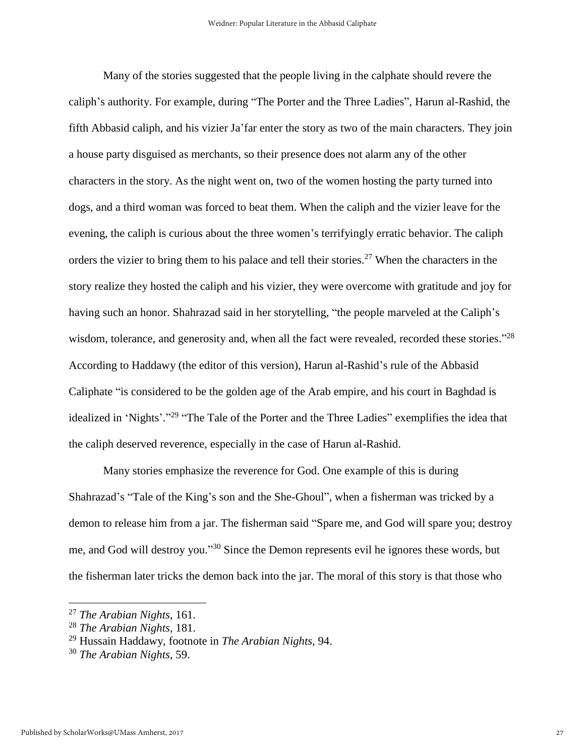Many of the stories suggested that the people living in the calphate should revere the caliph's authority. For example, during "The Porter and the Three Ladies", Harun al-Rashid, the fifth Abbasid caliph, and his vizier Ja'far enter the story as two of the main characters. They join a house party disguised as merchants, so their presence does not alarm any of the other characters in the story. As the night went on, two of the women hosting the party turned into dogs, and a third woman was forced to beat them. When the caliph and the vizier leave for the evening, the caliph is curious about the three women's terrifyingly erratic behavior. The caliph orders the vizier to bring them to his palace and tell their stories.[27] When the characters in the story realize they hosted the caliph and his vizier, they were overcome with gratitude and joy for having such an honor. Shahrazad said in her storytelling, "the people marveled at the Caliph's wisdom, tolerance, and generosity and, when all the fact were revealed, recorded these stories."[28] According to Haddawy (the editor of this version), Harun al-Rashid's rule of the Abbasid Caliphate "is considered to be the golden age of the Arab empire, and his court in Baghdad is idealized in 'Nights'."[29] "The Tale of the Porter and the Three Ladies" exemplifies the idea that the caliph deserved reverence, especially in the case of Harun al-Rashid.

Many stories emphasize the reverence for God. One example of this is during Shahrazad's "Tale of the King's son and the She-Ghoul", when a fisherman was tricked by a demon to release him from a jar. The fisherman said "Spare me, and God will spare you; destroy me, and God will destroy you."[30] Since the Demon represents evil he ignores these words, but the fisherman later tricks the demon back into the jar. The moral of this story is that those who

---

[27] *The Arabian Nights*, 161.

[28] *The Arabian Nights*, 181.

[29] Hussain Haddawy, footnote in *The Arabian Nights*, 94.

[30] *The Arabian Nights*, 59.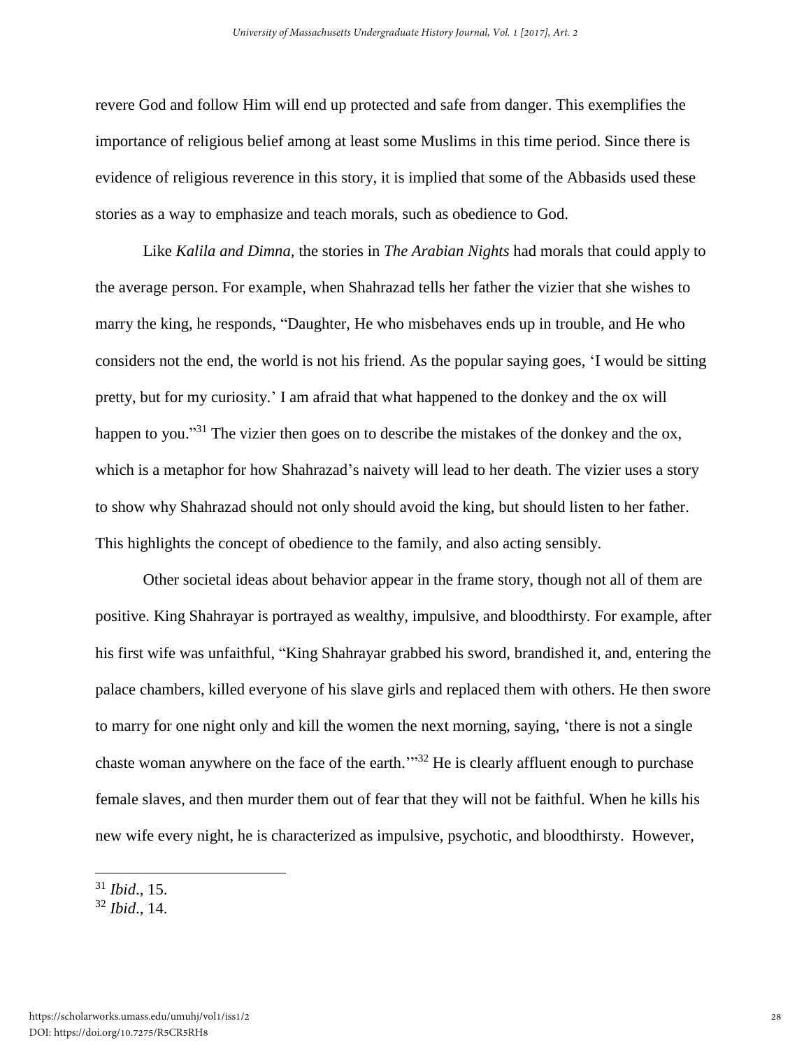revere God and follow Him will end up protected and safe from danger. This exemplifies the importance of religious belief among at least some Muslims in this time period. Since there is evidence of religious reverence in this story, it is implied that some of the Abbasids used these stories as a way to emphasize and teach morals, such as obedience to God.

Like *Kalila and Dimna*, the stories in *The Arabian Nights* had morals that could apply to the average person. For example, when Shahrazad tells her father the vizier that she wishes to marry the king, he responds, "Daughter, He who misbehaves ends up in trouble, and He who considers not the end, the world is not his friend. As the popular saying goes, 'I would be sitting pretty, but for my curiosity.' I am afraid that what happened to the donkey and the ox will happen to you."[31] The vizier then goes on to describe the mistakes of the donkey and the ox, which is a metaphor for how Shahrazad's naivety will lead to her death. The vizier uses a story to show why Shahrazad should not only should avoid the king, but should listen to her father. This highlights the concept of obedience to the family, and also acting sensibly.

Other societal ideas about behavior appear in the frame story, though not all of them are positive. King Shahrayar is portrayed as wealthy, impulsive, and bloodthirsty. For example, after his first wife was unfaithful, "King Shahrayar grabbed his sword, brandished it, and, entering the palace chambers, killed everyone of his slave girls and replaced them with others. He then swore to marry for one night only and kill the women the next morning, saying, 'there is not a single chaste woman anywhere on the face of the earth.'"[32] He is clearly affluent enough to purchase female slaves, and then murder them out of fear that they will not be faithful. When he kills his new wife every night, he is characterized as impulsive, psychotic, and bloodthirsty. However,

[31] *Ibid*., 15.
[32] *Ibid*., 14.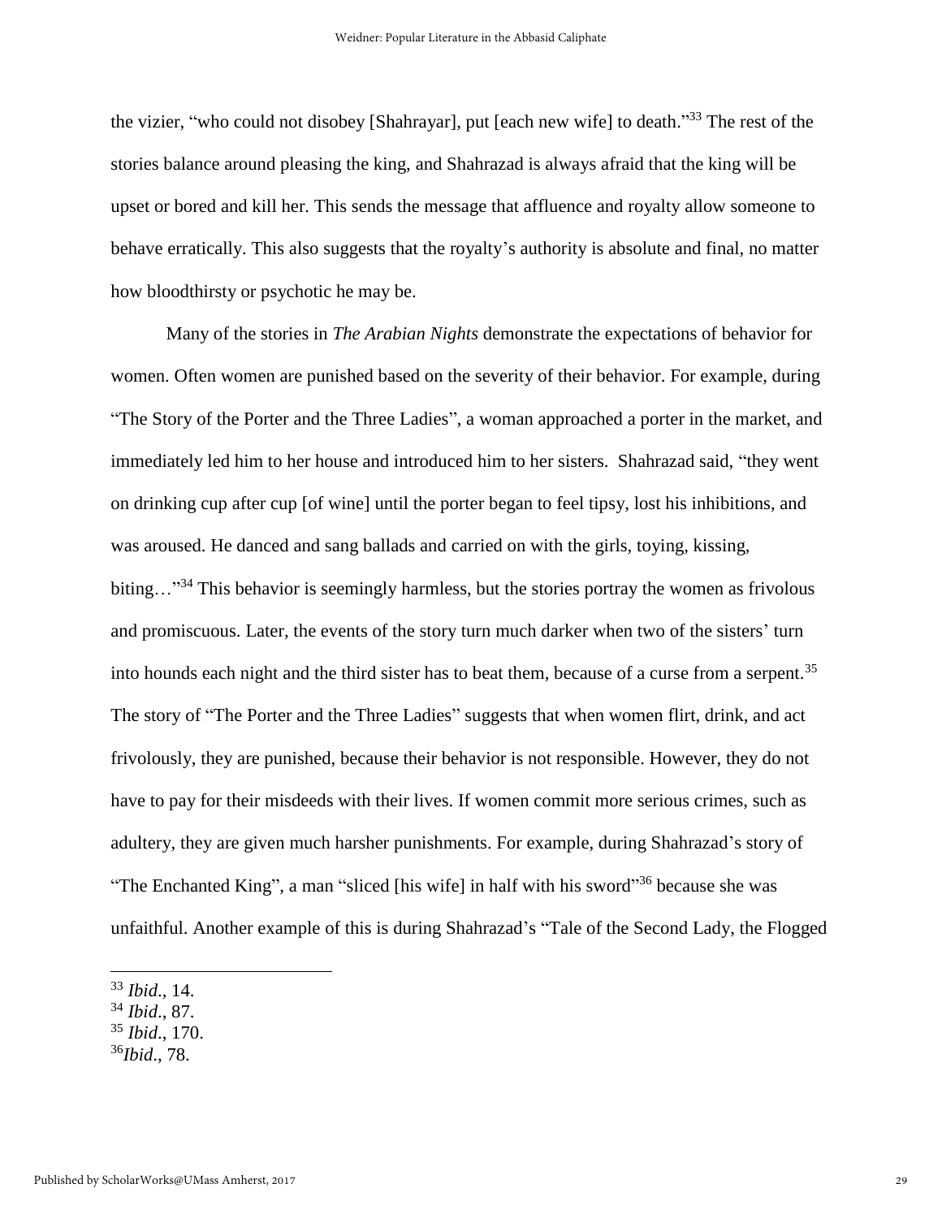the vizier, "who could not disobey [Shahrayar], put [each new wife] to death."[33] The rest of the stories balance around pleasing the king, and Shahrazad is always afraid that the king will be upset or bored and kill her. This sends the message that affluence and royalty allow someone to behave erratically. This also suggests that the royalty's authority is absolute and final, no matter how bloodthirsty or psychotic he may be.

Many of the stories in *The Arabian Nights* demonstrate the expectations of behavior for women. Often women are punished based on the severity of their behavior. For example, during "The Story of the Porter and the Three Ladies", a woman approached a porter in the market, and immediately led him to her house and introduced him to her sisters. Shahrazad said, "they went on drinking cup after cup [of wine] until the porter began to feel tipsy, lost his inhibitions, and was aroused. He danced and sang ballads and carried on with the girls, toying, kissing, biting…"[34] This behavior is seemingly harmless, but the stories portray the women as frivolous and promiscuous. Later, the events of the story turn much darker when two of the sisters' turn into hounds each night and the third sister has to beat them, because of a curse from a serpent.[35] The story of "The Porter and the Three Ladies" suggests that when women flirt, drink, and act frivolously, they are punished, because their behavior is not responsible. However, they do not have to pay for their misdeeds with their lives. If women commit more serious crimes, such as adultery, they are given much harsher punishments. For example, during Shahrazad's story of "The Enchanted King", a man "sliced [his wife] in half with his sword"[36] because she was unfaithful. Another example of this is during Shahrazad's "Tale of the Second Lady, the Flogged

---

[33] *Ibid*., 14.
[34] *Ibid*., 87.
[35] *Ibid*., 170.
[36] *Ibid*., 78.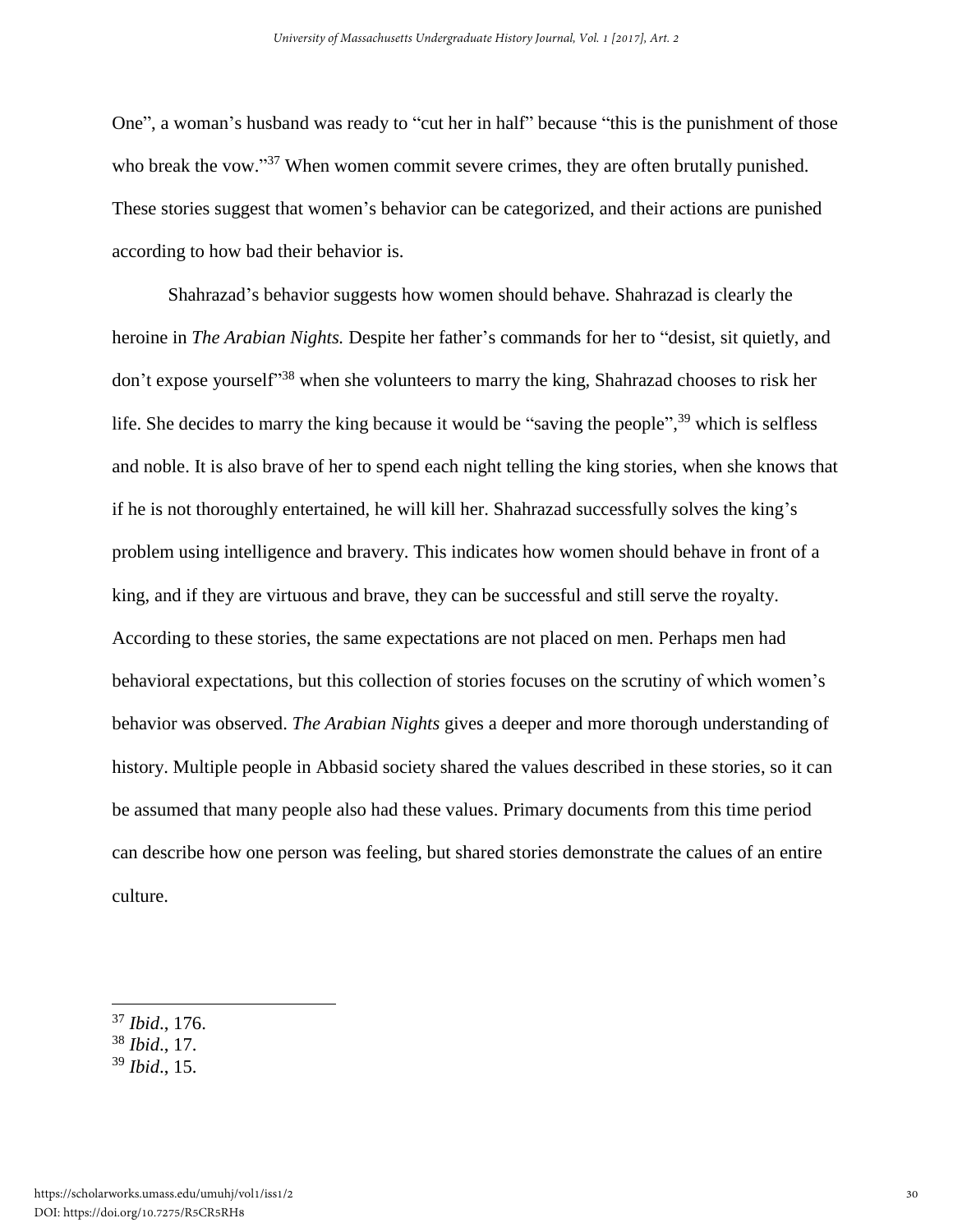One", a woman's husband was ready to "cut her in half" because "this is the punishment of those who break the vow."[37] When women commit severe crimes, they are often brutally punished. These stories suggest that women's behavior can be categorized, and their actions are punished according to how bad their behavior is.

Shahrazad's behavior suggests how women should behave. Shahrazad is clearly the heroine in *The Arabian Nights.* Despite her father's commands for her to "desist, sit quietly, and don't expose yourself"[38] when she volunteers to marry the king, Shahrazad chooses to risk her life. She decides to marry the king because it would be "saving the people",[39] which is selfless and noble. It is also brave of her to spend each night telling the king stories, when she knows that if he is not thoroughly entertained, he will kill her. Shahrazad successfully solves the king's problem using intelligence and bravery. This indicates how women should behave in front of a king, and if they are virtuous and brave, they can be successful and still serve the royalty. According to these stories, the same expectations are not placed on men. Perhaps men had behavioral expectations, but this collection of stories focuses on the scrutiny of which women's behavior was observed. *The Arabian Nights* gives a deeper and more thorough understanding of history. Multiple people in Abbasid society shared the values described in these stories, so it can be assumed that many people also had these values. Primary documents from this time period can describe how one person was feeling, but shared stories demonstrate the calues of an entire culture.

---

[37] *Ibid*., 176.
[38] *Ibid*., 17.
[39] *Ibid*., 15.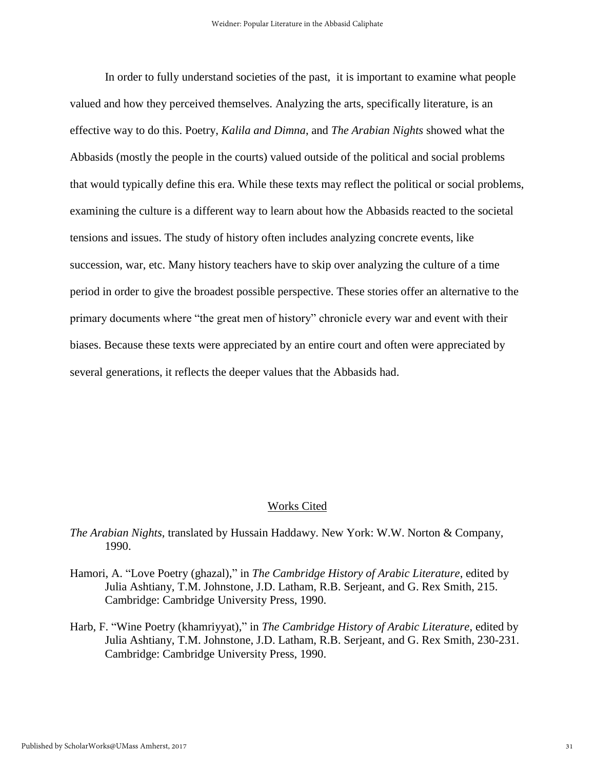In order to fully understand societies of the past, it is important to examine what people valued and how they perceived themselves. Analyzing the arts, specifically literature, is an effective way to do this. Poetry, *Kalila and Dimna*, and *The Arabian Nights* showed what the Abbasids (mostly the people in the courts) valued outside of the political and social problems that would typically define this era. While these texts may reflect the political or social problems, examining the culture is a different way to learn about how the Abbasids reacted to the societal tensions and issues. The study of history often includes analyzing concrete events, like succession, war, etc. Many history teachers have to skip over analyzing the culture of a time period in order to give the broadest possible perspective. These stories offer an alternative to the primary documents where "the great men of history" chronicle every war and event with their biases. Because these texts were appreciated by an entire court and often were appreciated by several generations, it reflects the deeper values that the Abbasids had.

## Works Cited

*The Arabian Nights*, translated by Hussain Haddawy. New York: W.W. Norton & Company, 1990.

Hamori, A. "Love Poetry (ghazal)," in *The Cambridge History of Arabic Literature*, edited by Julia Ashtiany, T.M. Johnstone, J.D. Latham, R.B. Serjeant, and G. Rex Smith, 215. Cambridge: Cambridge University Press, 1990.

Harb, F. "Wine Poetry (khamriyyat)," in *The Cambridge History of Arabic Literature*, edited by Julia Ashtiany, T.M. Johnstone, J.D. Latham, R.B. Serjeant, and G. Rex Smith, 230-231. Cambridge: Cambridge University Press, 1990.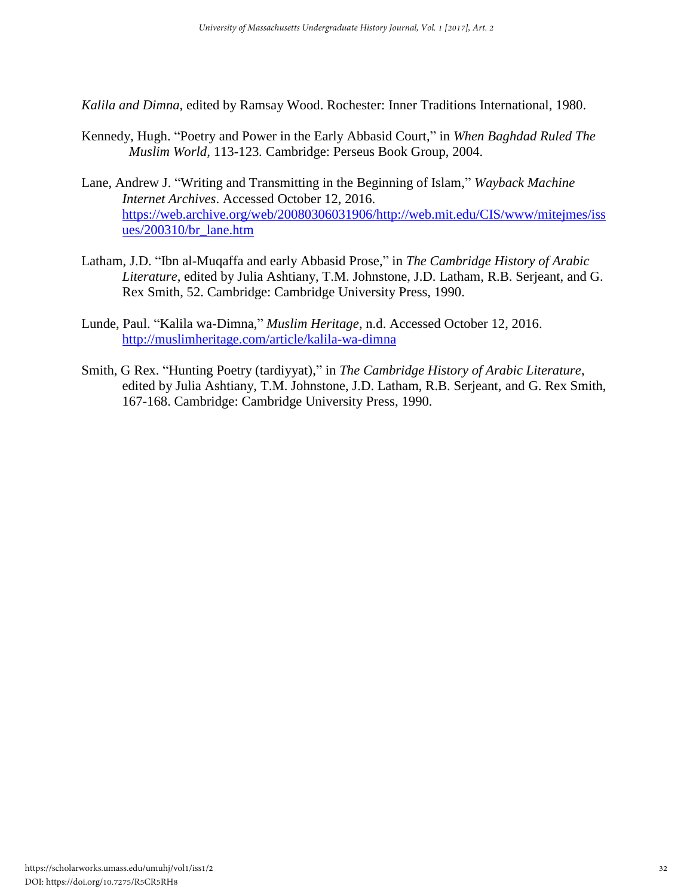*Kalila and Dimna*, edited by Ramsay Wood. Rochester: Inner Traditions International, 1980.

Kennedy, Hugh. "Poetry and Power in the Early Abbasid Court," in *When Baghdad Ruled The Muslim World*, 113-123. Cambridge: Perseus Book Group, 2004.

Lane, Andrew J. "Writing and Transmitting in the Beginning of Islam," *Wayback Machine Internet Archives*. Accessed October 12, 2016. https://web.archive.org/web/20080306031906/http://web.mit.edu/CIS/www/mitejmes/issues/200310/br_lane.htm

Latham, J.D. "Ibn al-Muqaffa and early Abbasid Prose," in *The Cambridge History of Arabic Literature*, edited by Julia Ashtiany, T.M. Johnstone, J.D. Latham, R.B. Serjeant, and G. Rex Smith, 52. Cambridge: Cambridge University Press, 1990.

Lunde, Paul. "Kalila wa-Dimna," *Muslim Heritage*, n.d. Accessed October 12, 2016. http://muslimheritage.com/article/kalila-wa-dimna

Smith, G Rex. "Hunting Poetry (tardiyyat)," in *The Cambridge History of Arabic Literature*, edited by Julia Ashtiany, T.M. Johnstone, J.D. Latham, R.B. Serjeant, and G. Rex Smith, 167-168. Cambridge: Cambridge University Press, 1990.